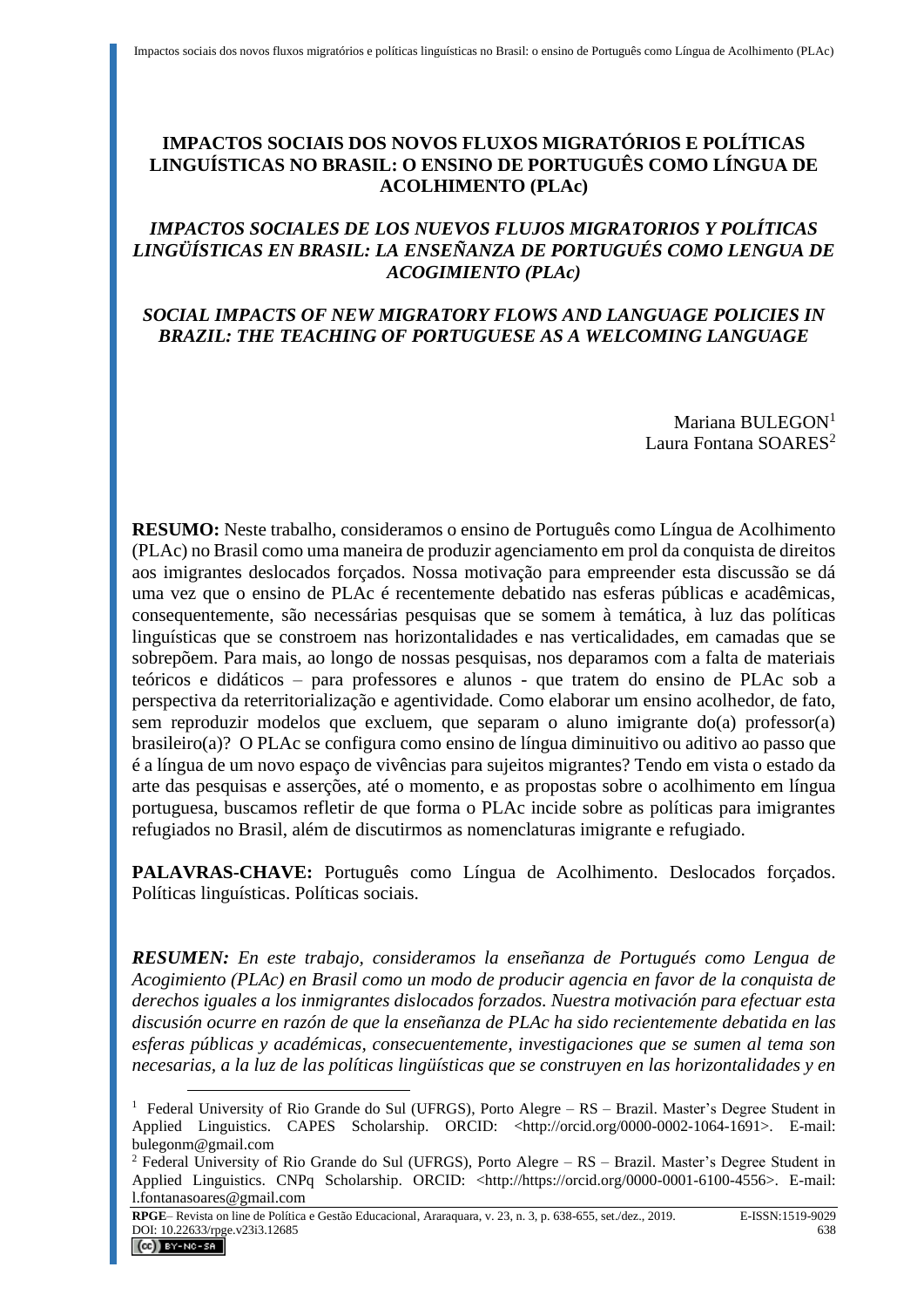# IMPACTOS SOCIAIS DOS NOVOS FLUXOS MIGRATÓRIOS E POLÍTICAS LINGUÍSTICAS NO BRASIL: O ENSINO DE PORTUGUÊS COMO LÍNGUA DE ACOLHIMENTO (PLAc)

## *IMPACTOS SOCIALES DE LOS NUEVOS FLUJOS MIGRATORIOS Y POLÍTICAS LINGÜÍSTICAS EN BRASIL: LA ENSEÑANZA DE PORTUGUÉS COMO LENGUA DE ACOGIMIENTO (PLAc)*

## *SOCIAL IMPACTS OF NEW MIGRATORY FLOWS AND LANGUAGE POLICIES IN BRAZIL: THE TEACHING OF PORTUGUESE AS A WELCOMING LANGUAGE*

Mariana BULEGON[1]
Laura Fontana SOARES[2]

**RESUMO:** Neste trabalho, consideramos o ensino de Português como Língua de Acolhimento (PLAc) no Brasil como uma maneira de produzir agenciamento em prol da conquista de direitos aos imigrantes deslocados forçados. Nossa motivação para empreender esta discussão se dá uma vez que o ensino de PLAc é recentemente debatido nas esferas públicas e acadêmicas, consequentemente, são necessárias pesquisas que se somem à temática, à luz das políticas linguísticas que se constroem nas horizontalidades e nas verticalidades, em camadas que se sobrepõem. Para mais, ao longo de nossas pesquisas, nos deparamos com a falta de materiais teóricos e didáticos – para professores e alunos - que tratem do ensino de PLAc sob a perspectiva da reterritorialização e agentividade. Como elaborar um ensino acolhedor, de fato, sem reproduzir modelos que excluem, que separam o aluno imigrante do(a) professor(a) brasileiro(a)? O PLAc se configura como ensino de língua diminutivo ou aditivo ao passo que é a língua de um novo espaço de vivências para sujeitos migrantes? Tendo em vista o estado da arte das pesquisas e asserções, até o momento, e as propostas sobre o acolhimento em língua portuguesa, buscamos refletir de que forma o PLAc incide sobre as políticas para imigrantes refugiados no Brasil, além de discutirmos as nomenclaturas imigrante e refugiado.

**PALAVRAS-CHAVE:** Português como Língua de Acolhimento. Deslocados forçados. Políticas linguísticas. Políticas sociais.

***RESUMEN:*** *En este trabajo, consideramos la enseñanza de Portugués como Lengua de Acogimiento (PLAc) en Brasil como un modo de producir agencia en favor de la conquista de derechos iguales a los inmigrantes dislocados forzados. Nuestra motivación para efectuar esta discusión ocurre en razón de que la enseñanza de PLAc ha sido recientemente debatida en las esferas públicas y académicas, consecuentemente, investigaciones que se sumen al tema son necesarias, a la luz de las políticas lingüísticas que se construyen en las horizontalidades y en*

---

[1] Federal University of Rio Grande do Sul (UFRGS), Porto Alegre – RS – Brazil. Master's Degree Student in Applied Linguistics. CAPES Scholarship. ORCID: <http://orcid.org/0000-0002-1064-1691>. E-mail: bulegonm@gmail.com

[2] Federal University of Rio Grande do Sul (UFRGS), Porto Alegre – RS – Brazil. Master's Degree Student in Applied Linguistics. CNPq Scholarship. ORCID: <http://https://orcid.org/0000-0001-6100-4556>. E-mail: l.fontanasoares@gmail.com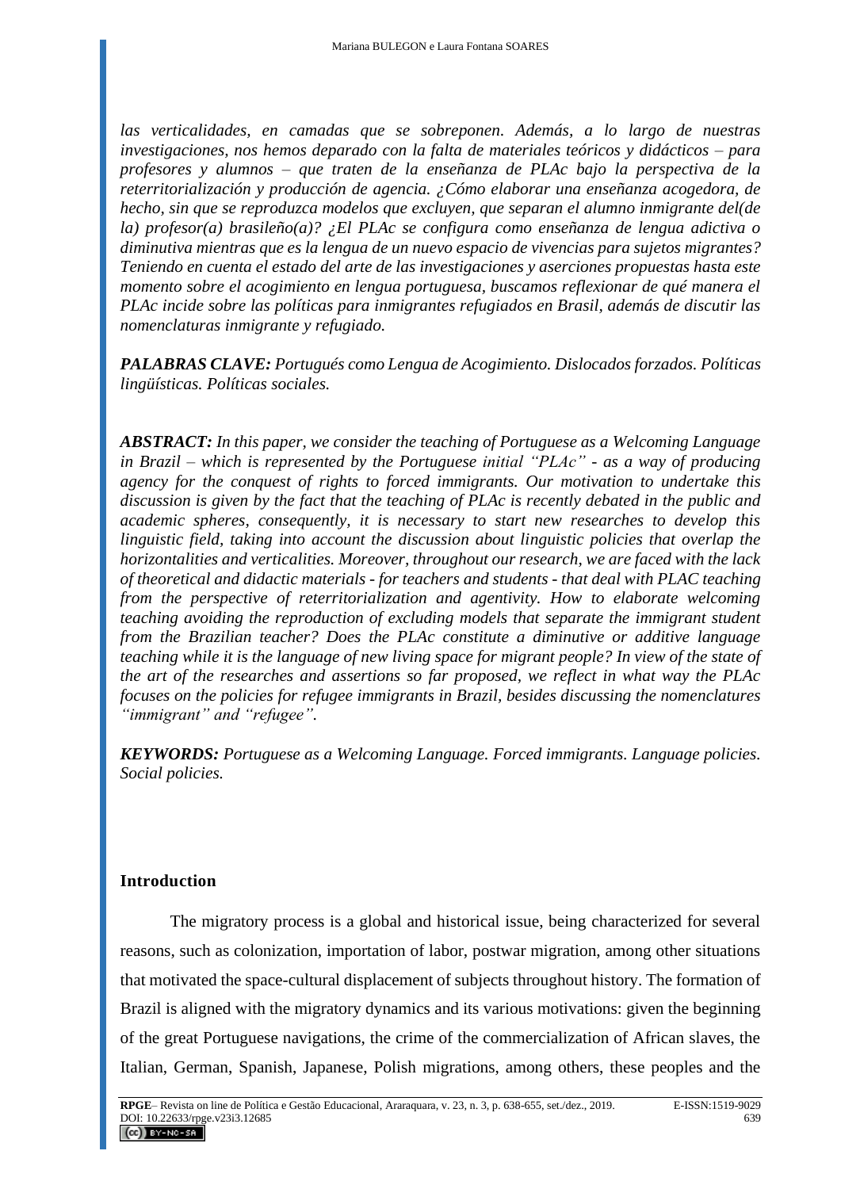*las verticalidades, en camadas que se sobreponen. Además, a lo largo de nuestras investigaciones, nos hemos deparado con la falta de materiales teóricos y didácticos – para profesores y alumnos – que traten de la enseñanza de PLAc bajo la perspectiva de la reterritorialización y producción de agencia. ¿Cómo elaborar una enseñanza acogedora, de hecho, sin que se reproduzca modelos que excluyen, que separan el alumno inmigrante del(de la) profesor(a) brasileño(a)? ¿El PLAc se configura como enseñanza de lengua adictiva o diminutiva mientras que es la lengua de un nuevo espacio de vivencias para sujetos migrantes? Teniendo en cuenta el estado del arte de las investigaciones y aserciones propuestas hasta este momento sobre el acogimiento en lengua portuguesa, buscamos reflexionar de qué manera el PLAc incide sobre las políticas para inmigrantes refugiados en Brasil, además de discutir las nomenclaturas inmigrante y refugiado.*

***PALABRAS CLAVE:*** *Portugués como Lengua de Acogimiento. Dislocados forzados. Políticas lingüísticas. Políticas sociales.*

***ABSTRACT:*** *In this paper, we consider the teaching of Portuguese as a Welcoming Language in Brazil – which is represented by the Portuguese initial "PLAc" - as a way of producing agency for the conquest of rights to forced immigrants. Our motivation to undertake this discussion is given by the fact that the teaching of PLAc is recently debated in the public and academic spheres, consequently, it is necessary to start new researches to develop this linguistic field, taking into account the discussion about linguistic policies that overlap the horizontalities and verticalities. Moreover, throughout our research, we are faced with the lack of theoretical and didactic materials - for teachers and students - that deal with PLAC teaching from the perspective of reterritorialization and agentivity. How to elaborate welcoming teaching avoiding the reproduction of excluding models that separate the immigrant student from the Brazilian teacher? Does the PLAc constitute a diminutive or additive language teaching while it is the language of new living space for migrant people? In view of the state of the art of the researches and assertions so far proposed, we reflect in what way the PLAc focuses on the policies for refugee immigrants in Brazil, besides discussing the nomenclatures "immigrant" and "refugee".*

***KEYWORDS:*** *Portuguese as a Welcoming Language. Forced immigrants. Language policies. Social policies.*

## Introduction

The migratory process is a global and historical issue, being characterized for several reasons, such as colonization, importation of labor, postwar migration, among other situations that motivated the space-cultural displacement of subjects throughout history. The formation of Brazil is aligned with the migratory dynamics and its various motivations: given the beginning of the great Portuguese navigations, the crime of the commercialization of African slaves, the Italian, German, Spanish, Japanese, Polish migrations, among others, these peoples and the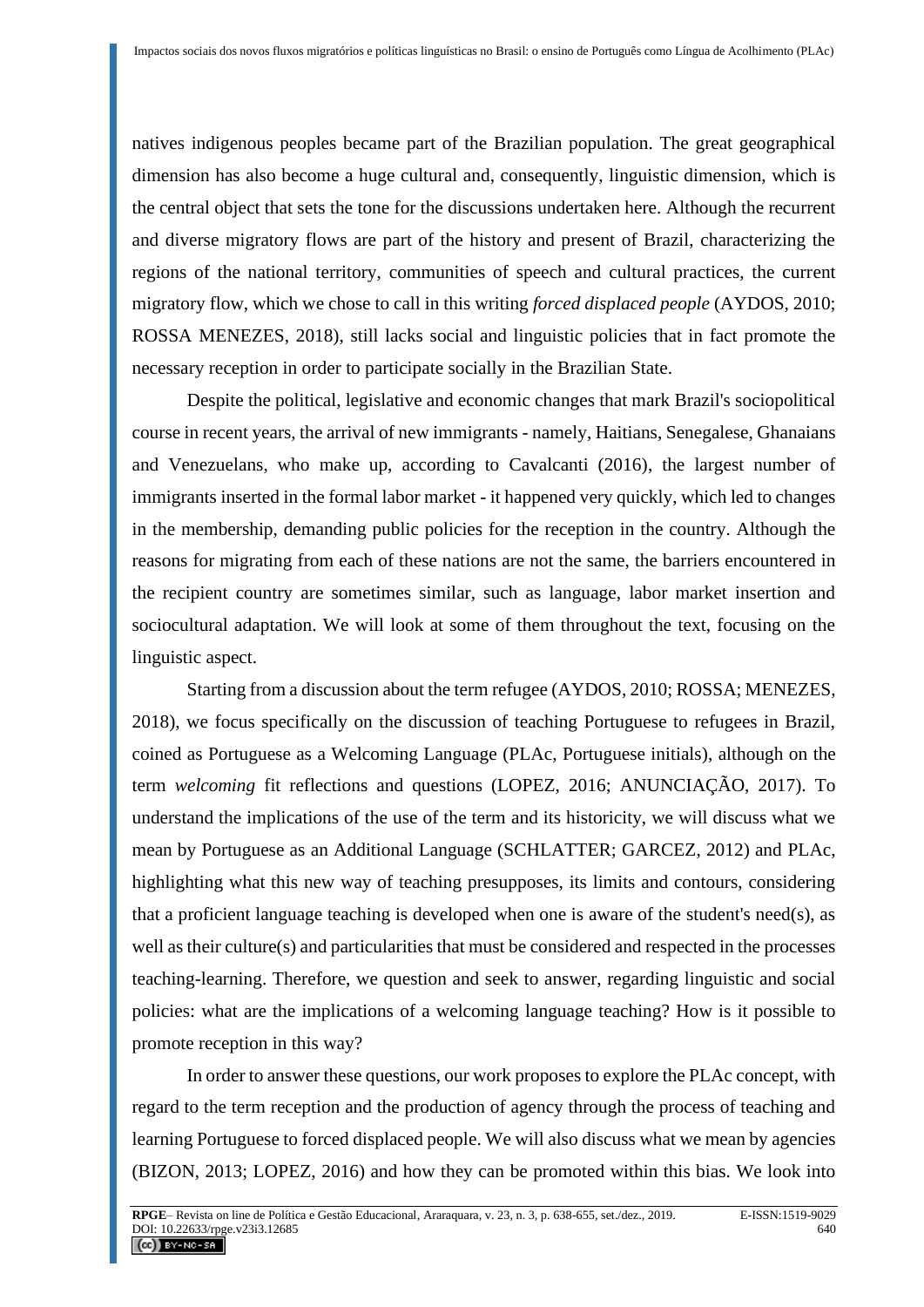natives indigenous peoples became part of the Brazilian population. The great geographical dimension has also become a huge cultural and, consequently, linguistic dimension, which is the central object that sets the tone for the discussions undertaken here. Although the recurrent and diverse migratory flows are part of the history and present of Brazil, characterizing the regions of the national territory, communities of speech and cultural practices, the current migratory flow, which we chose to call in this writing *forced displaced people* (AYDOS, 2010; ROSSA MENEZES, 2018), still lacks social and linguistic policies that in fact promote the necessary reception in order to participate socially in the Brazilian State.

Despite the political, legislative and economic changes that mark Brazil's sociopolitical course in recent years, the arrival of new immigrants - namely, Haitians, Senegalese, Ghanaians and Venezuelans, who make up, according to Cavalcanti (2016), the largest number of immigrants inserted in the formal labor market - it happened very quickly, which led to changes in the membership, demanding public policies for the reception in the country. Although the reasons for migrating from each of these nations are not the same, the barriers encountered in the recipient country are sometimes similar, such as language, labor market insertion and sociocultural adaptation. We will look at some of them throughout the text, focusing on the linguistic aspect.

Starting from a discussion about the term refugee (AYDOS, 2010; ROSSA; MENEZES, 2018), we focus specifically on the discussion of teaching Portuguese to refugees in Brazil, coined as Portuguese as a Welcoming Language (PLAc, Portuguese initials), although on the term *welcoming* fit reflections and questions (LOPEZ, 2016; ANUNCIAÇÃO, 2017). To understand the implications of the use of the term and its historicity, we will discuss what we mean by Portuguese as an Additional Language (SCHLATTER; GARCEZ, 2012) and PLAc, highlighting what this new way of teaching presupposes, its limits and contours, considering that a proficient language teaching is developed when one is aware of the student's need(s), as well as their culture(s) and particularities that must be considered and respected in the processes teaching-learning. Therefore, we question and seek to answer, regarding linguistic and social policies: what are the implications of a welcoming language teaching? How is it possible to promote reception in this way?

In order to answer these questions, our work proposes to explore the PLAc concept, with regard to the term reception and the production of agency through the process of teaching and learning Portuguese to forced displaced people. We will also discuss what we mean by agencies (BIZON, 2013; LOPEZ, 2016) and how they can be promoted within this bias. We look into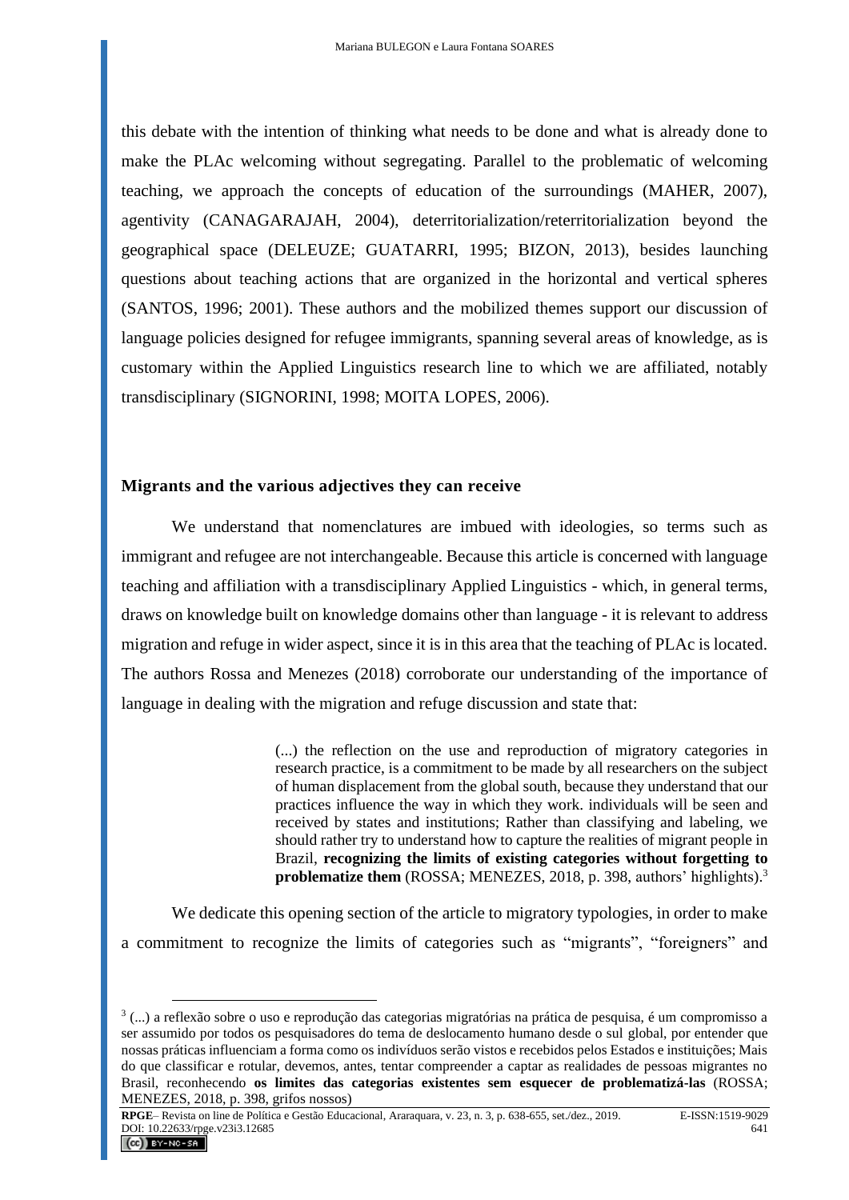this debate with the intention of thinking what needs to be done and what is already done to make the PLAc welcoming without segregating. Parallel to the problematic of welcoming teaching, we approach the concepts of education of the surroundings (MAHER, 2007), agentivity (CANAGARAJAH, 2004), deterritorialization/reterritorialization beyond the geographical space (DELEUZE; GUATARRI, 1995; BIZON, 2013), besides launching questions about teaching actions that are organized in the horizontal and vertical spheres (SANTOS, 1996; 2001). These authors and the mobilized themes support our discussion of language policies designed for refugee immigrants, spanning several areas of knowledge, as is customary within the Applied Linguistics research line to which we are affiliated, notably transdisciplinary (SIGNORINI, 1998; MOITA LOPES, 2006).

## Migrants and the various adjectives they can receive

We understand that nomenclatures are imbued with ideologies, so terms such as immigrant and refugee are not interchangeable. Because this article is concerned with language teaching and affiliation with a transdisciplinary Applied Linguistics - which, in general terms, draws on knowledge built on knowledge domains other than language - it is relevant to address migration and refuge in wider aspect, since it is in this area that the teaching of PLAc is located. The authors Rossa and Menezes (2018) corroborate our understanding of the importance of language in dealing with the migration and refuge discussion and state that:

> (...) the reflection on the use and reproduction of migratory categories in research practice, is a commitment to be made by all researchers on the subject of human displacement from the global south, because they understand that our practices influence the way in which they work. individuals will be seen and received by states and institutions; Rather than classifying and labeling, we should rather try to understand how to capture the realities of migrant people in Brazil, **recognizing the limits of existing categories without forgetting to problematize them** (ROSSA; MENEZES, 2018, p. 398, authors' highlights).[3]

We dedicate this opening section of the article to migratory typologies, in order to make a commitment to recognize the limits of categories such as "migrants", "foreigners" and

---

[3] (...) a reflexão sobre o uso e reprodução das categorias migratórias na prática de pesquisa, é um compromisso a ser assumido por todos os pesquisadores do tema de deslocamento humano desde o sul global, por entender que nossas práticas influenciam a forma como os indivíduos serão vistos e recebidos pelos Estados e instituições; Mais do que classificar e rotular, devemos, antes, tentar compreender a captar as realidades de pessoas migrantes no Brasil, reconhecendo **os limites das categorias existentes sem esquecer de problematizá-las** (ROSSA; MENEZES, 2018, p. 398, grifos nossos)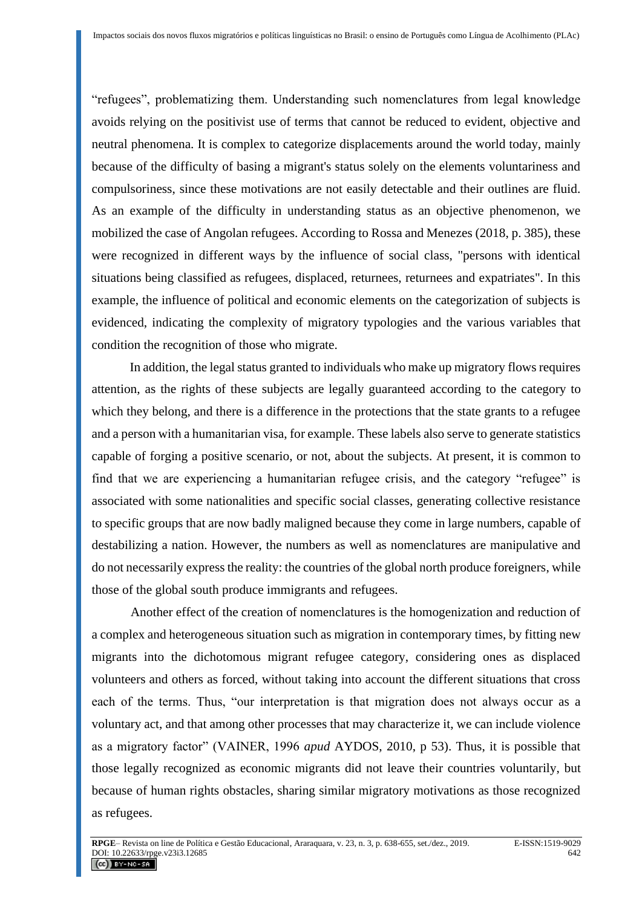"refugees", problematizing them. Understanding such nomenclatures from legal knowledge avoids relying on the positivist use of terms that cannot be reduced to evident, objective and neutral phenomena. It is complex to categorize displacements around the world today, mainly because of the difficulty of basing a migrant's status solely on the elements voluntariness and compulsoriness, since these motivations are not easily detectable and their outlines are fluid. As an example of the difficulty in understanding status as an objective phenomenon, we mobilized the case of Angolan refugees. According to Rossa and Menezes (2018, p. 385), these were recognized in different ways by the influence of social class, "persons with identical situations being classified as refugees, displaced, returnees, returnees and expatriates". In this example, the influence of political and economic elements on the categorization of subjects is evidenced, indicating the complexity of migratory typologies and the various variables that condition the recognition of those who migrate.

In addition, the legal status granted to individuals who make up migratory flows requires attention, as the rights of these subjects are legally guaranteed according to the category to which they belong, and there is a difference in the protections that the state grants to a refugee and a person with a humanitarian visa, for example. These labels also serve to generate statistics capable of forging a positive scenario, or not, about the subjects. At present, it is common to find that we are experiencing a humanitarian refugee crisis, and the category "refugee" is associated with some nationalities and specific social classes, generating collective resistance to specific groups that are now badly maligned because they come in large numbers, capable of destabilizing a nation. However, the numbers as well as nomenclatures are manipulative and do not necessarily express the reality: the countries of the global north produce foreigners, while those of the global south produce immigrants and refugees.

Another effect of the creation of nomenclatures is the homogenization and reduction of a complex and heterogeneous situation such as migration in contemporary times, by fitting new migrants into the dichotomous migrant refugee category, considering ones as displaced volunteers and others as forced, without taking into account the different situations that cross each of the terms. Thus, "our interpretation is that migration does not always occur as a voluntary act, and that among other processes that may characterize it, we can include violence as a migratory factor" (VAINER, 1996 *apud* AYDOS, 2010, p 53). Thus, it is possible that those legally recognized as economic migrants did not leave their countries voluntarily, but because of human rights obstacles, sharing similar migratory motivations as those recognized as refugees.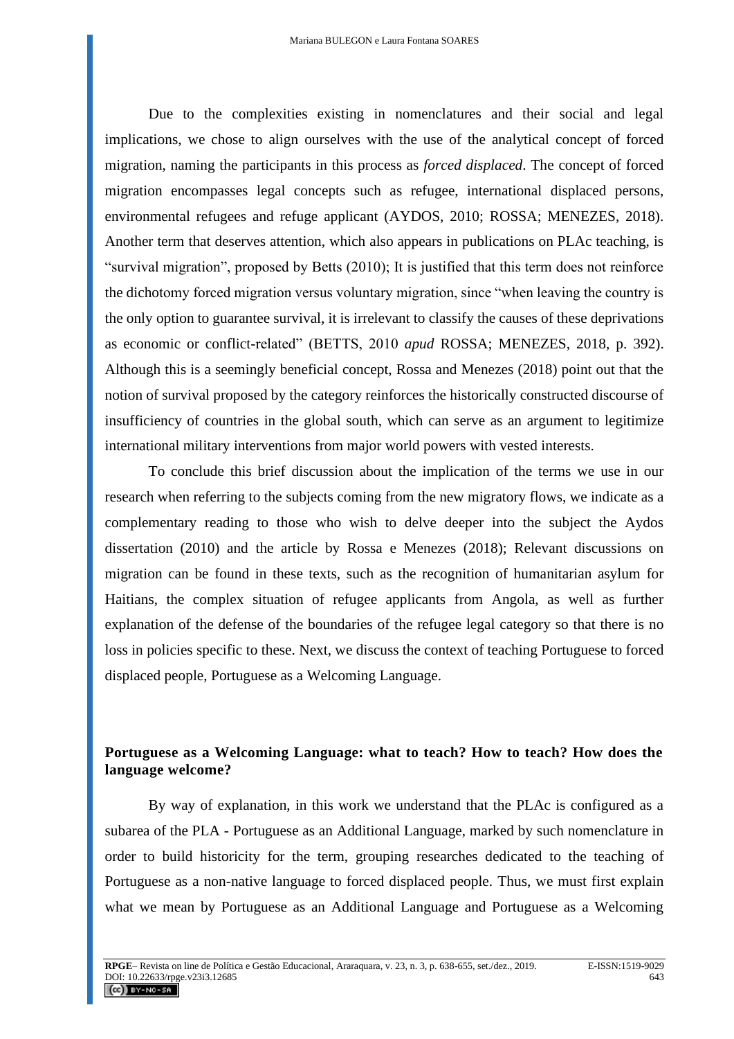Due to the complexities existing in nomenclatures and their social and legal implications, we chose to align ourselves with the use of the analytical concept of forced migration, naming the participants in this process as *forced displaced*. The concept of forced migration encompasses legal concepts such as refugee, international displaced persons, environmental refugees and refuge applicant (AYDOS, 2010; ROSSA; MENEZES, 2018). Another term that deserves attention, which also appears in publications on PLAc teaching, is "survival migration", proposed by Betts (2010); It is justified that this term does not reinforce the dichotomy forced migration versus voluntary migration, since "when leaving the country is the only option to guarantee survival, it is irrelevant to classify the causes of these deprivations as economic or conflict-related" (BETTS, 2010 *apud* ROSSA; MENEZES, 2018, p. 392). Although this is a seemingly beneficial concept, Rossa and Menezes (2018) point out that the notion of survival proposed by the category reinforces the historically constructed discourse of insufficiency of countries in the global south, which can serve as an argument to legitimize international military interventions from major world powers with vested interests.

To conclude this brief discussion about the implication of the terms we use in our research when referring to the subjects coming from the new migratory flows, we indicate as a complementary reading to those who wish to delve deeper into the subject the Aydos dissertation (2010) and the article by Rossa e Menezes (2018); Relevant discussions on migration can be found in these texts, such as the recognition of humanitarian asylum for Haitians, the complex situation of refugee applicants from Angola, as well as further explanation of the defense of the boundaries of the refugee legal category so that there is no loss in policies specific to these. Next, we discuss the context of teaching Portuguese to forced displaced people, Portuguese as a Welcoming Language.

## Portuguese as a Welcoming Language: what to teach? How to teach? How does the language welcome?

By way of explanation, in this work we understand that the PLAc is configured as a subarea of the PLA - Portuguese as an Additional Language, marked by such nomenclature in order to build historicity for the term, grouping researches dedicated to the teaching of Portuguese as a non-native language to forced displaced people. Thus, we must first explain what we mean by Portuguese as an Additional Language and Portuguese as a Welcoming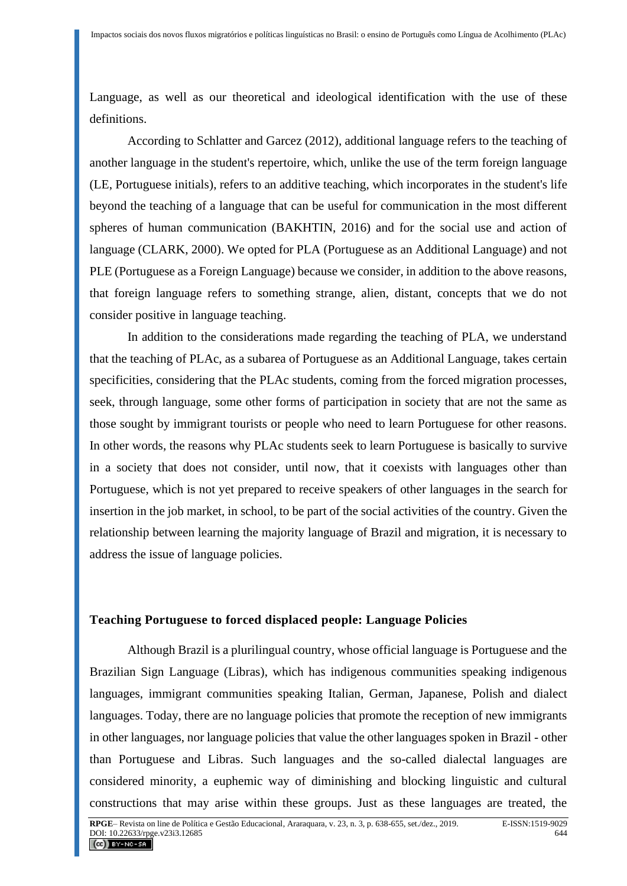Language, as well as our theoretical and ideological identification with the use of these definitions.

According to Schlatter and Garcez (2012), additional language refers to the teaching of another language in the student's repertoire, which, unlike the use of the term foreign language (LE, Portuguese initials), refers to an additive teaching, which incorporates in the student's life beyond the teaching of a language that can be useful for communication in the most different spheres of human communication (BAKHTIN, 2016) and for the social use and action of language (CLARK, 2000). We opted for PLA (Portuguese as an Additional Language) and not PLE (Portuguese as a Foreign Language) because we consider, in addition to the above reasons, that foreign language refers to something strange, alien, distant, concepts that we do not consider positive in language teaching.

In addition to the considerations made regarding the teaching of PLA, we understand that the teaching of PLAc, as a subarea of Portuguese as an Additional Language, takes certain specificities, considering that the PLAc students, coming from the forced migration processes, seek, through language, some other forms of participation in society that are not the same as those sought by immigrant tourists or people who need to learn Portuguese for other reasons. In other words, the reasons why PLAc students seek to learn Portuguese is basically to survive in a society that does not consider, until now, that it coexists with languages other than Portuguese, which is not yet prepared to receive speakers of other languages in the search for insertion in the job market, in school, to be part of the social activities of the country. Given the relationship between learning the majority language of Brazil and migration, it is necessary to address the issue of language policies.

## Teaching Portuguese to forced displaced people: Language Policies

Although Brazil is a plurilingual country, whose official language is Portuguese and the Brazilian Sign Language (Libras), which has indigenous communities speaking indigenous languages, immigrant communities speaking Italian, German, Japanese, Polish and dialect languages. Today, there are no language policies that promote the reception of new immigrants in other languages, nor language policies that value the other languages spoken in Brazil - other than Portuguese and Libras. Such languages and the so-called dialectal languages are considered minority, a euphemic way of diminishing and blocking linguistic and cultural constructions that may arise within these groups. Just as these languages are treated, the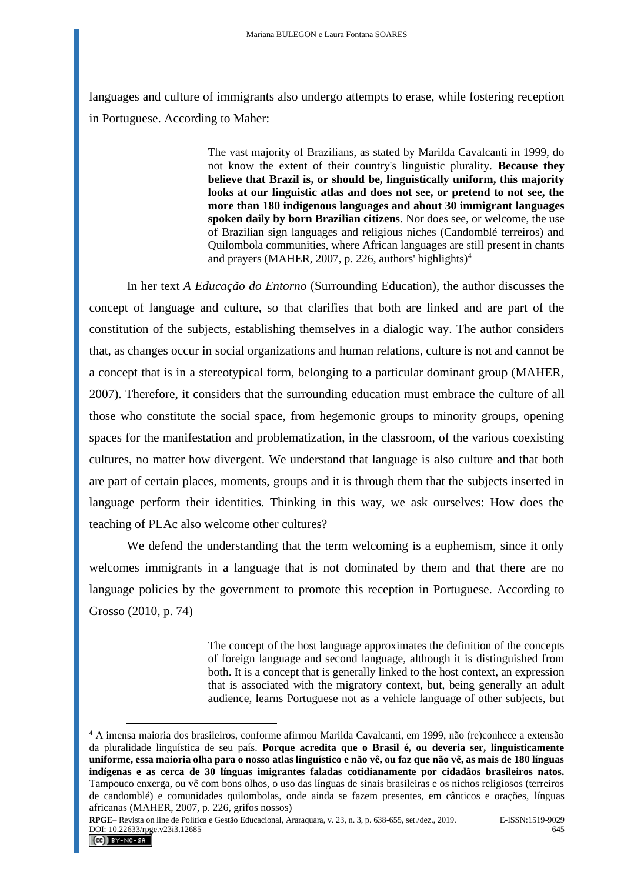languages and culture of immigrants also undergo attempts to erase, while fostering reception in Portuguese. According to Maher:

> The vast majority of Brazilians, as stated by Marilda Cavalcanti in 1999, do not know the extent of their country's linguistic plurality. **Because they believe that Brazil is, or should be, linguistically uniform, this majority looks at our linguistic atlas and does not see, or pretend to not see, the more than 180 indigenous languages and about 30 immigrant languages spoken daily by born Brazilian citizens**. Nor does see, or welcome, the use of Brazilian sign languages and religious niches (Candomblé terreiros) and Quilombola communities, where African languages are still present in chants and prayers (MAHER, 2007, p. 226, authors' highlights)[4]

In her text *A Educação do Entorno* (Surrounding Education), the author discusses the concept of language and culture, so that clarifies that both are linked and are part of the constitution of the subjects, establishing themselves in a dialogic way. The author considers that, as changes occur in social organizations and human relations, culture is not and cannot be a concept that is in a stereotypical form, belonging to a particular dominant group (MAHER, 2007). Therefore, it considers that the surrounding education must embrace the culture of all those who constitute the social space, from hegemonic groups to minority groups, opening spaces for the manifestation and problematization, in the classroom, of the various coexisting cultures, no matter how divergent. We understand that language is also culture and that both are part of certain places, moments, groups and it is through them that the subjects inserted in language perform their identities. Thinking in this way, we ask ourselves: How does the teaching of PLAc also welcome other cultures?

We defend the understanding that the term welcoming is a euphemism, since it only welcomes immigrants in a language that is not dominated by them and that there are no language policies by the government to promote this reception in Portuguese. According to Grosso (2010, p. 74)

> The concept of the host language approximates the definition of the concepts of foreign language and second language, although it is distinguished from both. It is a concept that is generally linked to the host context, an expression that is associated with the migratory context, but, being generally an adult audience, learns Portuguese not as a vehicle language of other subjects, but

---

[4] A imensa maioria dos brasileiros, conforme afirmou Marilda Cavalcanti, em 1999, não (re)conhece a extensão da pluralidade linguística de seu país. **Porque acredita que o Brasil é, ou deveria ser, linguisticamente uniforme, essa maioria olha para o nosso atlas linguístico e não vê, ou faz que não vê, as mais de 180 línguas indígenas e as cerca de 30 línguas imigrantes faladas cotidianamente por cidadãos brasileiros natos.** Tampouco enxerga, ou vê com bons olhos, o uso das línguas de sinais brasileiras e os nichos religiosos (terreiros de candomblé) e comunidades quilombolas, onde ainda se fazem presentes, em cânticos e orações, línguas africanas (MAHER, 2007, p. 226, grifos nossos)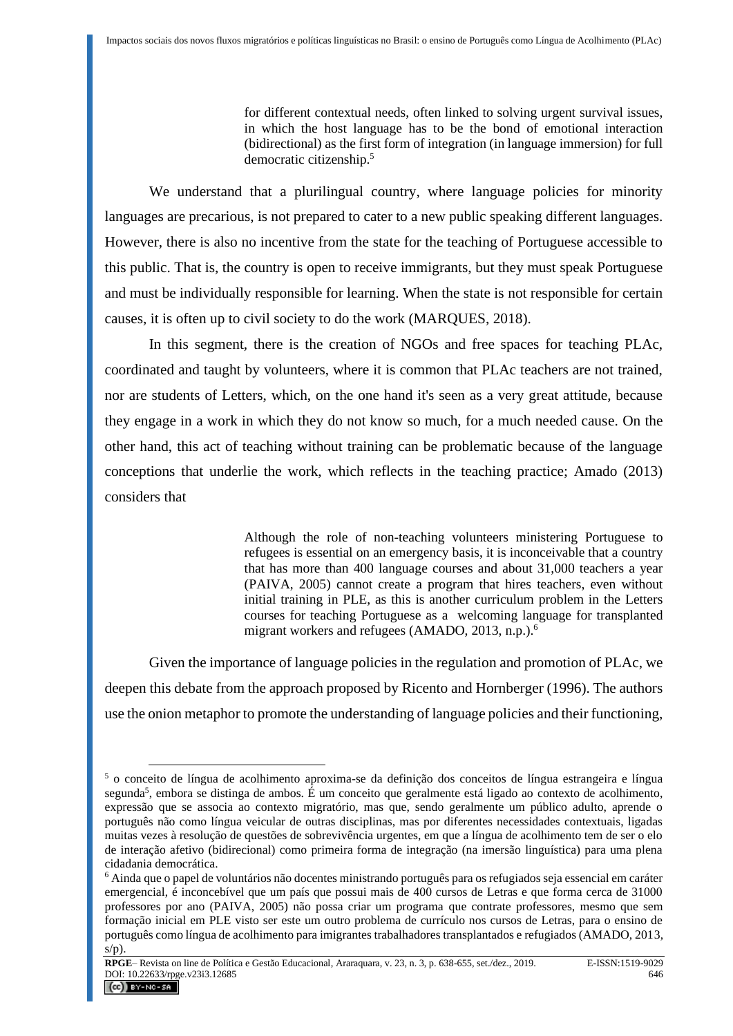> for different contextual needs, often linked to solving urgent survival issues, in which the host language has to be the bond of emotional interaction (bidirectional) as the first form of integration (in language immersion) for full democratic citizenship.[5]

We understand that a plurilingual country, where language policies for minority languages are precarious, is not prepared to cater to a new public speaking different languages. However, there is also no incentive from the state for the teaching of Portuguese accessible to this public. That is, the country is open to receive immigrants, but they must speak Portuguese and must be individually responsible for learning. When the state is not responsible for certain causes, it is often up to civil society to do the work (MARQUES, 2018).

In this segment, there is the creation of NGOs and free spaces for teaching PLAc, coordinated and taught by volunteers, where it is common that PLAc teachers are not trained, nor are students of Letters, which, on the one hand it's seen as a very great attitude, because they engage in a work in which they do not know so much, for a much needed cause. On the other hand, this act of teaching without training can be problematic because of the language conceptions that underlie the work, which reflects in the teaching practice; Amado (2013) considers that

> Although the role of non-teaching volunteers ministering Portuguese to refugees is essential on an emergency basis, it is inconceivable that a country that has more than 400 language courses and about 31,000 teachers a year (PAIVA, 2005) cannot create a program that hires teachers, even without initial training in PLE, as this is another curriculum problem in the Letters courses for teaching Portuguese as a welcoming language for transplanted migrant workers and refugees (AMADO, 2013, n.p.).[6]

Given the importance of language policies in the regulation and promotion of PLAc, we deepen this debate from the approach proposed by Ricento and Hornberger (1996). The authors use the onion metaphor to promote the understanding of language policies and their functioning,

---

[5] o conceito de língua de acolhimento aproxima-se da definição dos conceitos de língua estrangeira e língua segunda[5], embora se distinga de ambos. É um conceito que geralmente está ligado ao contexto de acolhimento, expressão que se associa ao contexto migratório, mas que, sendo geralmente um público adulto, aprende o português não como língua veicular de outras disciplinas, mas por diferentes necessidades contextuais, ligadas muitas vezes à resolução de questões de sobrevivência urgentes, em que a língua de acolhimento tem de ser o elo de interação afetivo (bidirecional) como primeira forma de integração (na imersão linguística) para uma plena cidadania democrática.

[6] Ainda que o papel de voluntários não docentes ministrando português para os refugiados seja essencial em caráter emergencial, é inconcebível que um país que possui mais de 400 cursos de Letras e que forma cerca de 31000 professores por ano (PAIVA, 2005) não possa criar um programa que contrate professores, mesmo que sem formação inicial em PLE visto ser este um outro problema de currículo nos cursos de Letras, para o ensino de português como língua de acolhimento para imigrantes trabalhadores transplantados e refugiados (AMADO, 2013, s/p).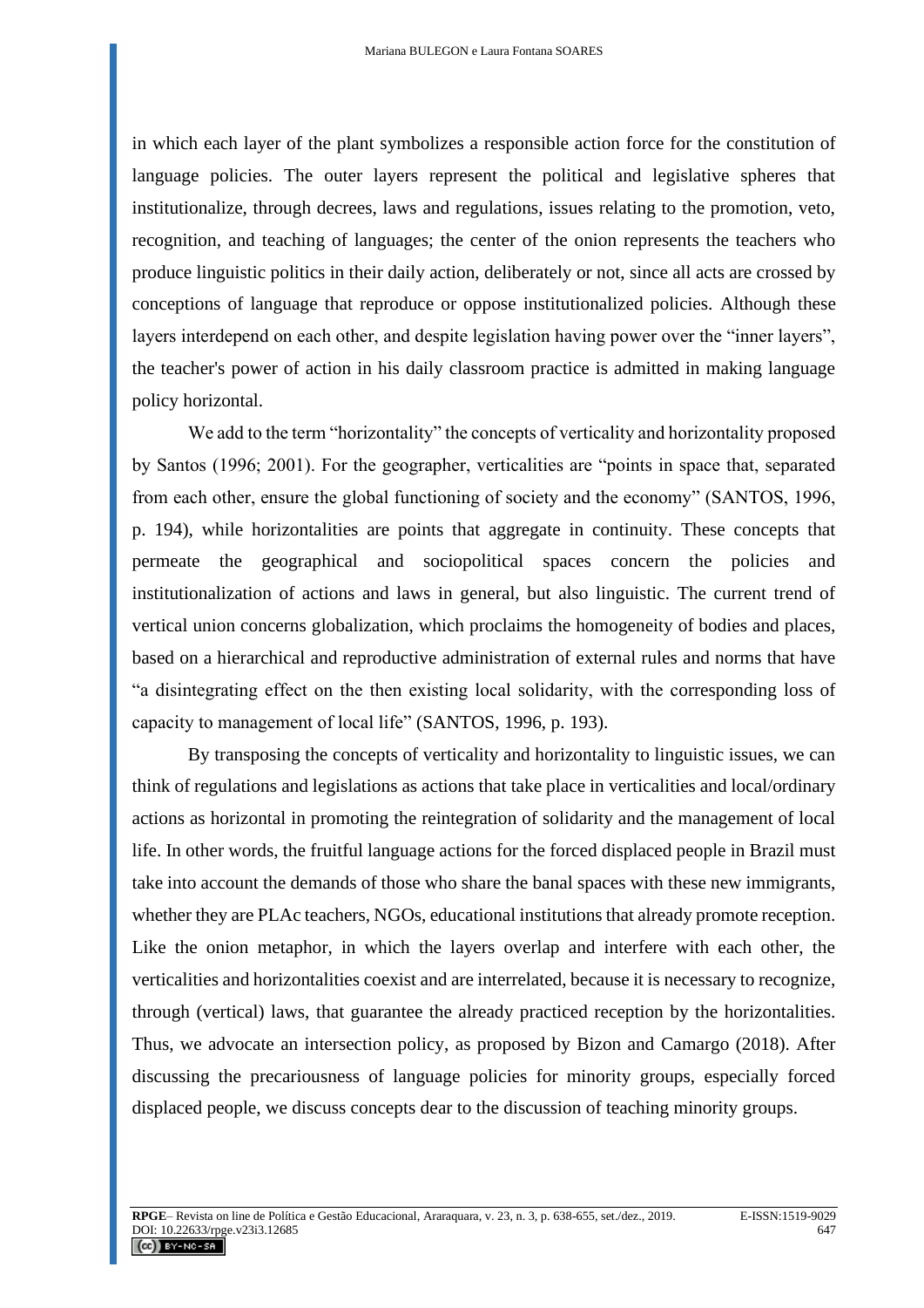in which each layer of the plant symbolizes a responsible action force for the constitution of language policies. The outer layers represent the political and legislative spheres that institutionalize, through decrees, laws and regulations, issues relating to the promotion, veto, recognition, and teaching of languages; the center of the onion represents the teachers who produce linguistic politics in their daily action, deliberately or not, since all acts are crossed by conceptions of language that reproduce or oppose institutionalized policies. Although these layers interdepend on each other, and despite legislation having power over the "inner layers", the teacher's power of action in his daily classroom practice is admitted in making language policy horizontal.

We add to the term "horizontality" the concepts of verticality and horizontality proposed by Santos (1996; 2001). For the geographer, verticalities are "points in space that, separated from each other, ensure the global functioning of society and the economy" (SANTOS, 1996, p. 194), while horizontalities are points that aggregate in continuity. These concepts that permeate the geographical and sociopolitical spaces concern the policies and institutionalization of actions and laws in general, but also linguistic. The current trend of vertical union concerns globalization, which proclaims the homogeneity of bodies and places, based on a hierarchical and reproductive administration of external rules and norms that have "a disintegrating effect on the then existing local solidarity, with the corresponding loss of capacity to management of local life" (SANTOS, 1996, p. 193).

By transposing the concepts of verticality and horizontality to linguistic issues, we can think of regulations and legislations as actions that take place in verticalities and local/ordinary actions as horizontal in promoting the reintegration of solidarity and the management of local life. In other words, the fruitful language actions for the forced displaced people in Brazil must take into account the demands of those who share the banal spaces with these new immigrants, whether they are PLAc teachers, NGOs, educational institutions that already promote reception. Like the onion metaphor, in which the layers overlap and interfere with each other, the verticalities and horizontalities coexist and are interrelated, because it is necessary to recognize, through (vertical) laws, that guarantee the already practiced reception by the horizontalities. Thus, we advocate an intersection policy, as proposed by Bizon and Camargo (2018). After discussing the precariousness of language policies for minority groups, especially forced displaced people, we discuss concepts dear to the discussion of teaching minority groups.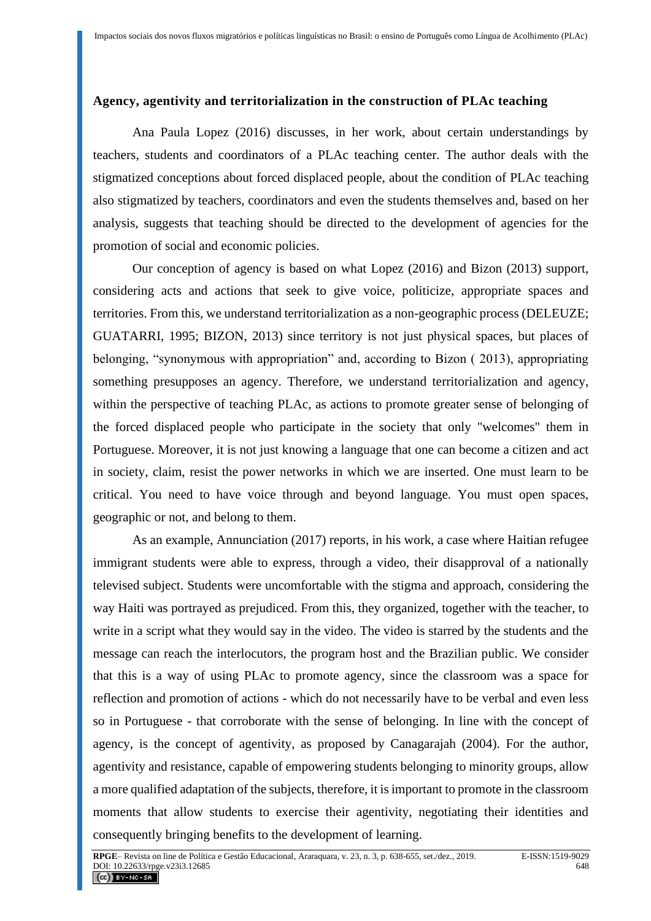### Agency, agentivity and territorialization in the construction of PLAc teaching

Ana Paula Lopez (2016) discusses, in her work, about certain understandings by teachers, students and coordinators of a PLAc teaching center. The author deals with the stigmatized conceptions about forced displaced people, about the condition of PLAc teaching also stigmatized by teachers, coordinators and even the students themselves and, based on her analysis, suggests that teaching should be directed to the development of agencies for the promotion of social and economic policies.

Our conception of agency is based on what Lopez (2016) and Bizon (2013) support, considering acts and actions that seek to give voice, politicize, appropriate spaces and territories. From this, we understand territorialization as a non-geographic process (DELEUZE; GUATARRI, 1995; BIZON, 2013) since territory is not just physical spaces, but places of belonging, "synonymous with appropriation" and, according to Bizon ( 2013), appropriating something presupposes an agency. Therefore, we understand territorialization and agency, within the perspective of teaching PLAc, as actions to promote greater sense of belonging of the forced displaced people who participate in the society that only "welcomes" them in Portuguese. Moreover, it is not just knowing a language that one can become a citizen and act in society, claim, resist the power networks in which we are inserted. One must learn to be critical. You need to have voice through and beyond language. You must open spaces, geographic or not, and belong to them.

As an example, Annunciation (2017) reports, in his work, a case where Haitian refugee immigrant students were able to express, through a video, their disapproval of a nationally televised subject. Students were uncomfortable with the stigma and approach, considering the way Haiti was portrayed as prejudiced. From this, they organized, together with the teacher, to write in a script what they would say in the video. The video is starred by the students and the message can reach the interlocutors, the program host and the Brazilian public. We consider that this is a way of using PLAc to promote agency, since the classroom was a space for reflection and promotion of actions - which do not necessarily have to be verbal and even less so in Portuguese - that corroborate with the sense of belonging. In line with the concept of agency, is the concept of agentivity, as proposed by Canagarajah (2004). For the author, agentivity and resistance, capable of empowering students belonging to minority groups, allow a more qualified adaptation of the subjects, therefore, it is important to promote in the classroom moments that allow students to exercise their agentivity, negotiating their identities and consequently bringing benefits to the development of learning.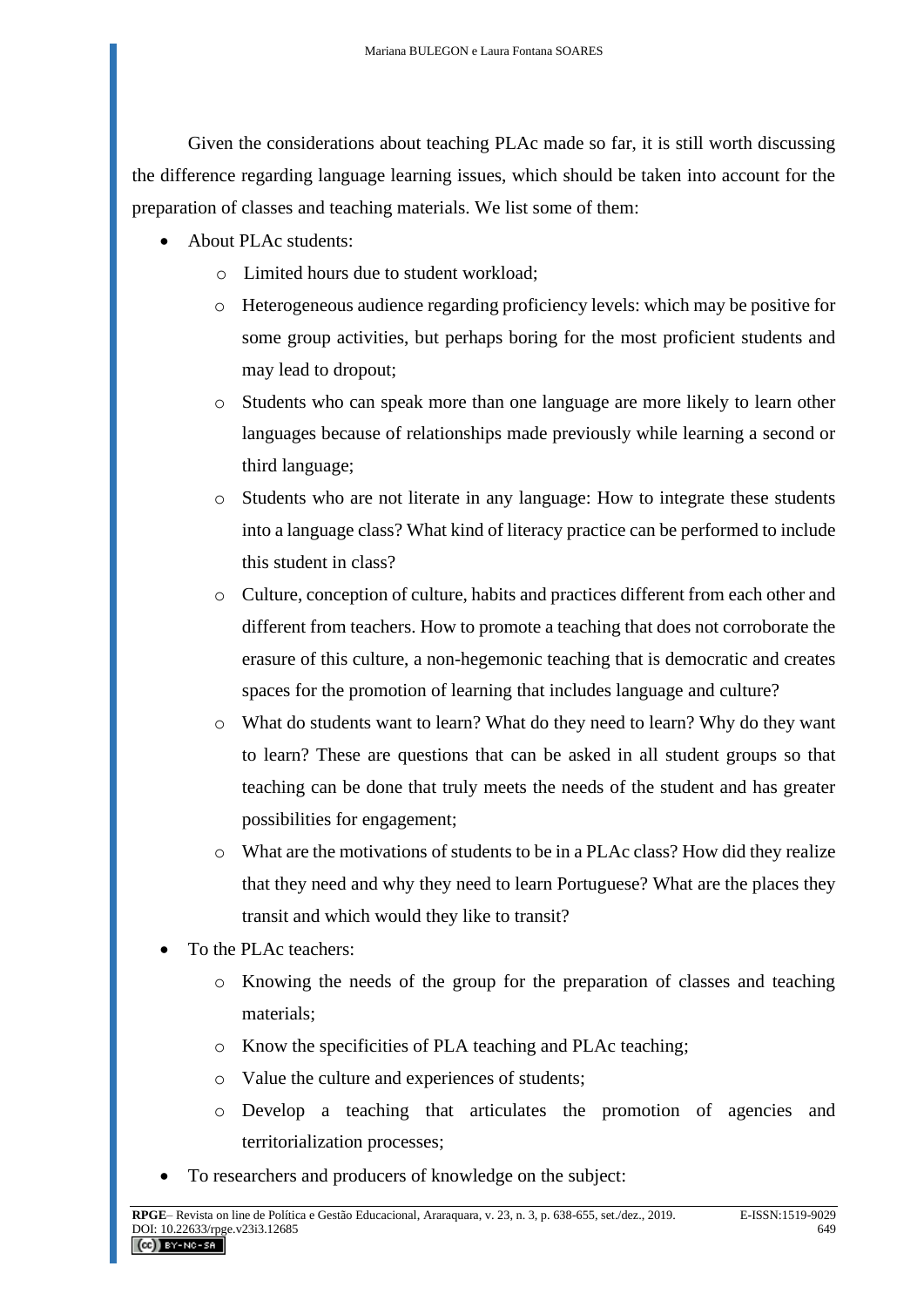Given the considerations about teaching PLAc made so far, it is still worth discussing the difference regarding language learning issues, which should be taken into account for the preparation of classes and teaching materials. We list some of them:

- About PLAc students:
  - Limited hours due to student workload;
  - Heterogeneous audience regarding proficiency levels: which may be positive for some group activities, but perhaps boring for the most proficient students and may lead to dropout;
  - Students who can speak more than one language are more likely to learn other languages because of relationships made previously while learning a second or third language;
  - Students who are not literate in any language: How to integrate these students into a language class? What kind of literacy practice can be performed to include this student in class?
  - Culture, conception of culture, habits and practices different from each other and different from teachers. How to promote a teaching that does not corroborate the erasure of this culture, a non-hegemonic teaching that is democratic and creates spaces for the promotion of learning that includes language and culture?
  - What do students want to learn? What do they need to learn? Why do they want to learn? These are questions that can be asked in all student groups so that teaching can be done that truly meets the needs of the student and has greater possibilities for engagement;
  - What are the motivations of students to be in a PLAc class? How did they realize that they need and why they need to learn Portuguese? What are the places they transit and which would they like to transit?
- To the PLAc teachers:
  - Knowing the needs of the group for the preparation of classes and teaching materials;
  - Know the specificities of PLA teaching and PLAc teaching;
  - Value the culture and experiences of students;
  - Develop a teaching that articulates the promotion of agencies and territorialization processes;
- To researchers and producers of knowledge on the subject: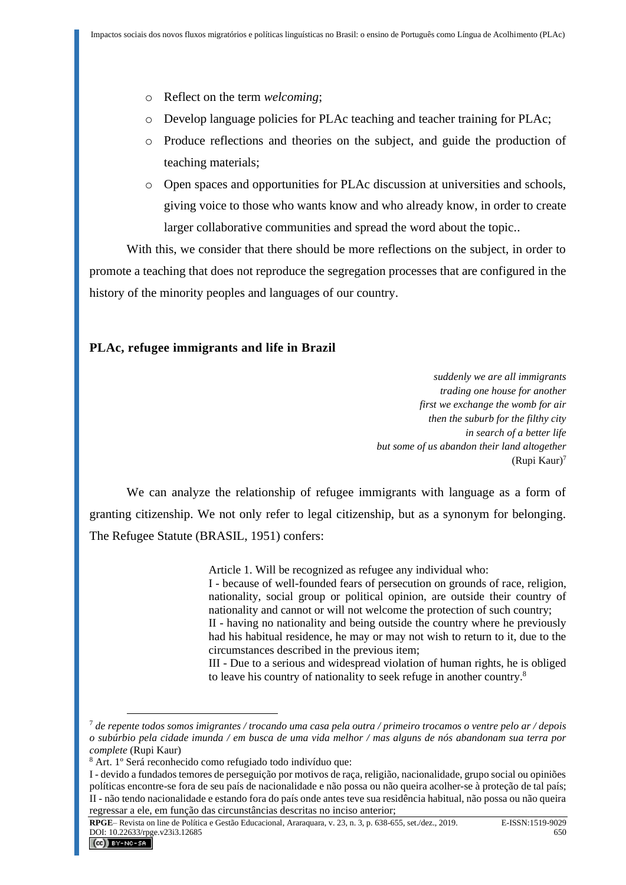- Reflect on the term *welcoming*;
- Develop language policies for PLAc teaching and teacher training for PLAc;
- Produce reflections and theories on the subject, and guide the production of teaching materials;
- Open spaces and opportunities for PLAc discussion at universities and schools, giving voice to those who wants know and who already know, in order to create larger collaborative communities and spread the word about the topic..

With this, we consider that there should be more reflections on the subject, in order to promote a teaching that does not reproduce the segregation processes that are configured in the history of the minority peoples and languages of our country.

## PLAc, refugee immigrants and life in Brazil

> *suddenly we are all immigrants*
> *trading one house for another*
> *first we exchange the womb for air*
> *then the suburb for the filthy city*
> *in search of a better life*
> *but some of us abandon their land altogether*
> (Rupi Kaur)[7]

We can analyze the relationship of refugee immigrants with language as a form of granting citizenship. We not only refer to legal citizenship, but as a synonym for belonging. The Refugee Statute (BRASIL, 1951) confers:

> Article 1. Will be recognized as refugee any individual who:
> I - because of well-founded fears of persecution on grounds of race, religion, nationality, social group or political opinion, are outside their country of nationality and cannot or will not welcome the protection of such country;
> II - having no nationality and being outside the country where he previously had his habitual residence, he may or may not wish to return to it, due to the circumstances described in the previous item;
> III - Due to a serious and widespread violation of human rights, he is obliged to leave his country of nationality to seek refuge in another country.[8]

---

[7] *de repente todos somos imigrantes / trocando uma casa pela outra / primeiro trocamos o ventre pelo ar / depois o subúrbio pela cidade imunda / em busca de uma vida melhor / mas alguns de nós abandonam sua terra por complete* (Rupi Kaur)

[8] Art. 1º Será reconhecido como refugiado todo indivíduo que:
I - devido a fundados temores de perseguição por motivos de raça, religião, nacionalidade, grupo social ou opiniões políticas encontre-se fora de seu país de nacionalidade e não possa ou não queira acolher-se à proteção de tal país;
II - não tendo nacionalidade e estando fora do país onde antes teve sua residência habitual, não possa ou não queira regressar a ele, em função das circunstâncias descritas no inciso anterior;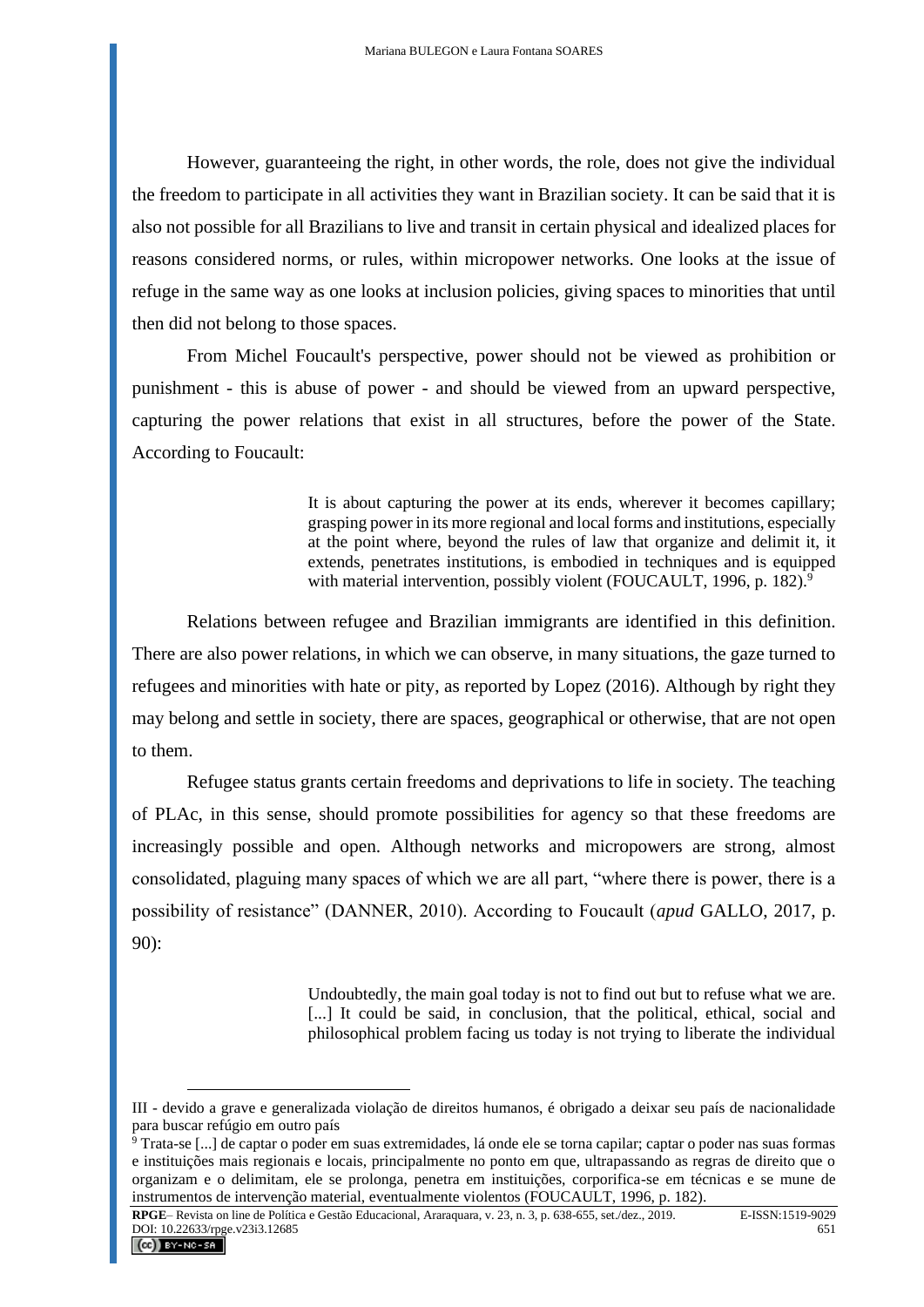However, guaranteeing the right, in other words, the role, does not give the individual the freedom to participate in all activities they want in Brazilian society. It can be said that it is also not possible for all Brazilians to live and transit in certain physical and idealized places for reasons considered norms, or rules, within micropower networks. One looks at the issue of refuge in the same way as one looks at inclusion policies, giving spaces to minorities that until then did not belong to those spaces.

From Michel Foucault's perspective, power should not be viewed as prohibition or punishment - this is abuse of power - and should be viewed from an upward perspective, capturing the power relations that exist in all structures, before the power of the State. According to Foucault:

> It is about capturing the power at its ends, wherever it becomes capillary; grasping power in its more regional and local forms and institutions, especially at the point where, beyond the rules of law that organize and delimit it, it extends, penetrates institutions, is embodied in techniques and is equipped with material intervention, possibly violent (FOUCAULT, 1996, p. 182).[9]

Relations between refugee and Brazilian immigrants are identified in this definition. There are also power relations, in which we can observe, in many situations, the gaze turned to refugees and minorities with hate or pity, as reported by Lopez (2016). Although by right they may belong and settle in society, there are spaces, geographical or otherwise, that are not open to them.

Refugee status grants certain freedoms and deprivations to life in society. The teaching of PLAc, in this sense, should promote possibilities for agency so that these freedoms are increasingly possible and open. Although networks and micropowers are strong, almost consolidated, plaguing many spaces of which we are all part, "where there is power, there is a possibility of resistance" (DANNER, 2010). According to Foucault (*apud* GALLO, 2017, p. 90):

> Undoubtedly, the main goal today is not to find out but to refuse what we are. [...] It could be said, in conclusion, that the political, ethical, social and philosophical problem facing us today is not trying to liberate the individual

---

III - devido a grave e generalizada violação de direitos humanos, é obrigado a deixar seu país de nacionalidade para buscar refúgio em outro país

[9] Trata-se [...] de captar o poder em suas extremidades, lá onde ele se torna capilar; captar o poder nas suas formas e instituições mais regionais e locais, principalmente no ponto em que, ultrapassando as regras de direito que o organizam e o delimitam, ele se prolonga, penetra em instituições, corporifica-se em técnicas e se mune de instrumentos de intervenção material, eventualmente violentos (FOUCAULT, 1996, p. 182).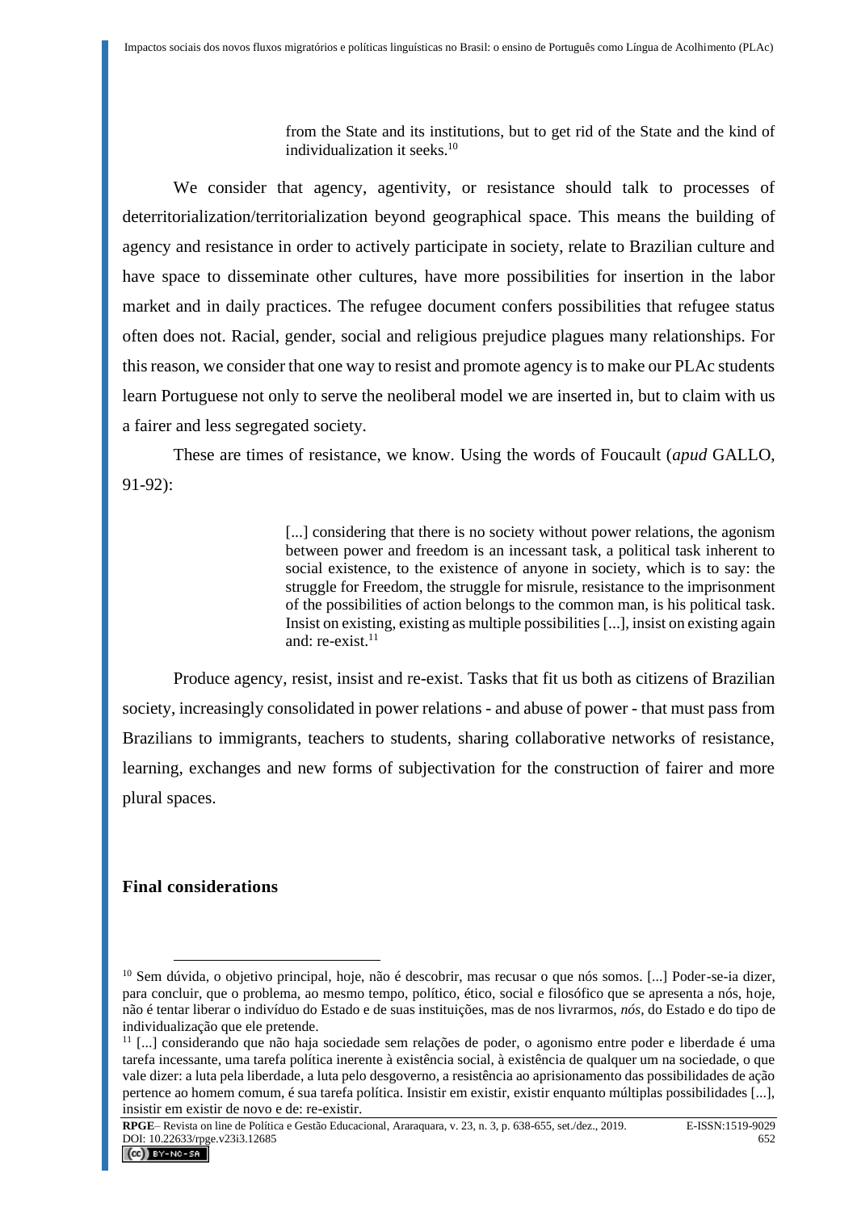> from the State and its institutions, but to get rid of the State and the kind of individualization it seeks.[10]

We consider that agency, agentivity, or resistance should talk to processes of deterritorialization/territorialization beyond geographical space. This means the building of agency and resistance in order to actively participate in society, relate to Brazilian culture and have space to disseminate other cultures, have more possibilities for insertion in the labor market and in daily practices. The refugee document confers possibilities that refugee status often does not. Racial, gender, social and religious prejudice plagues many relationships. For this reason, we consider that one way to resist and promote agency is to make our PLAc students learn Portuguese not only to serve the neoliberal model we are inserted in, but to claim with us a fairer and less segregated society.

These are times of resistance, we know. Using the words of Foucault (*apud* GALLO, 91-92):

> [...] considering that there is no society without power relations, the agonism between power and freedom is an incessant task, a political task inherent to social existence, to the existence of anyone in society, which is to say: the struggle for Freedom, the struggle for misrule, resistance to the imprisonment of the possibilities of action belongs to the common man, is his political task. Insist on existing, existing as multiple possibilities [...], insist on existing again and: re-exist.[11]

Produce agency, resist, insist and re-exist. Tasks that fit us both as citizens of Brazilian society, increasingly consolidated in power relations - and abuse of power - that must pass from Brazilians to immigrants, teachers to students, sharing collaborative networks of resistance, learning, exchanges and new forms of subjectivation for the construction of fairer and more plural spaces.

## Final considerations

---

[10] Sem dúvida, o objetivo principal, hoje, não é descobrir, mas recusar o que nós somos. [...] Poder-se-ia dizer, para concluir, que o problema, ao mesmo tempo, político, ético, social e filosófico que se apresenta a nós, hoje, não é tentar liberar o indivíduo do Estado e de suas instituições, mas de nos livrarmos, *nós*, do Estado e do tipo de individualização que ele pretende.

[11] [...] considerando que não haja sociedade sem relações de poder, o agonismo entre poder e liberdade é uma tarefa incessante, uma tarefa política inerente à existência social, à existência de qualquer um na sociedade, o que vale dizer: a luta pela liberdade, a luta pelo desgoverno, a resistência ao aprisionamento das possibilidades de ação pertence ao homem comum, é sua tarefa política. Insistir em existir, existir enquanto múltiplas possibilidades [...], insistir em existir de novo e de: re-existir.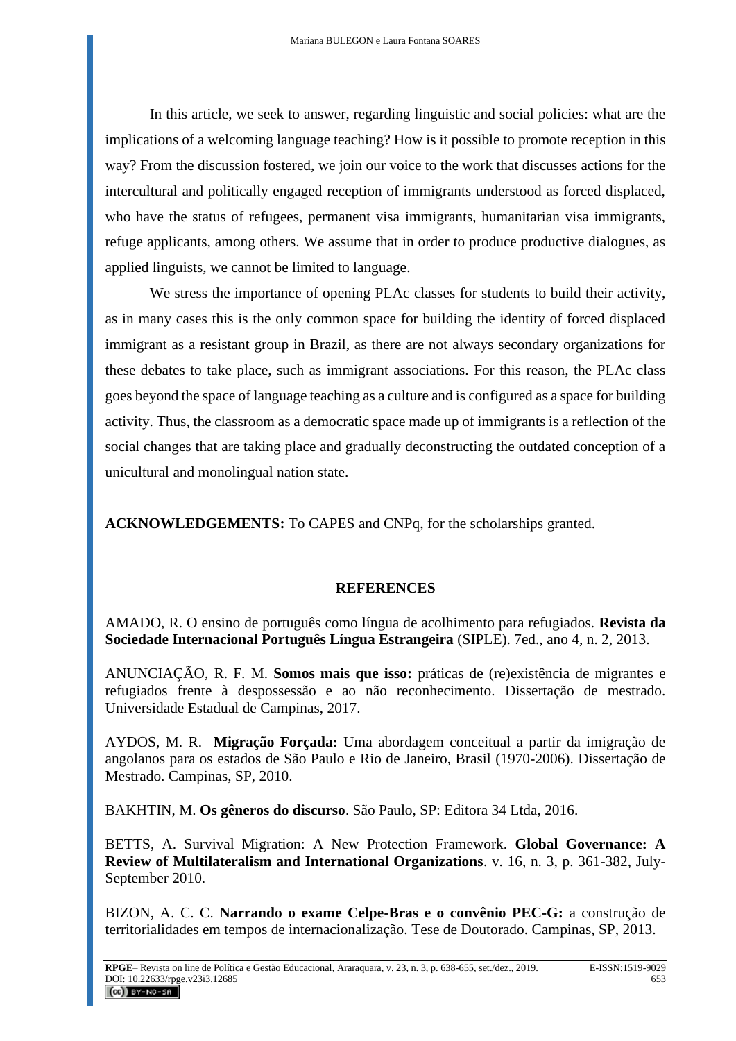In this article, we seek to answer, regarding linguistic and social policies: what are the implications of a welcoming language teaching? How is it possible to promote reception in this way? From the discussion fostered, we join our voice to the work that discusses actions for the intercultural and politically engaged reception of immigrants understood as forced displaced, who have the status of refugees, permanent visa immigrants, humanitarian visa immigrants, refuge applicants, among others. We assume that in order to produce productive dialogues, as applied linguists, we cannot be limited to language.

We stress the importance of opening PLAc classes for students to build their activity, as in many cases this is the only common space for building the identity of forced displaced immigrant as a resistant group in Brazil, as there are not always secondary organizations for these debates to take place, such as immigrant associations. For this reason, the PLAc class goes beyond the space of language teaching as a culture and is configured as a space for building activity. Thus, the classroom as a democratic space made up of immigrants is a reflection of the social changes that are taking place and gradually deconstructing the outdated conception of a unicultural and monolingual nation state.

**ACKNOWLEDGEMENTS:** To CAPES and CNPq, for the scholarships granted.

## REFERENCES

AMADO, R. O ensino de português como língua de acolhimento para refugiados. **Revista da Sociedade Internacional Português Língua Estrangeira** (SIPLE). 7ed., ano 4, n. 2, 2013.

ANUNCIAÇÃO, R. F. M. **Somos mais que isso:** práticas de (re)existência de migrantes e refugiados frente à despossessão e ao não reconhecimento. Dissertação de mestrado. Universidade Estadual de Campinas, 2017.

AYDOS, M. R. **Migração Forçada:** Uma abordagem conceitual a partir da imigração de angolanos para os estados de São Paulo e Rio de Janeiro, Brasil (1970-2006). Dissertação de Mestrado. Campinas, SP, 2010.

BAKHTIN, M. **Os gêneros do discurso**. São Paulo, SP: Editora 34 Ltda, 2016.

BETTS, A. Survival Migration: A New Protection Framework. **Global Governance: A Review of Multilateralism and International Organizations**. v. 16, n. 3, p. 361-382, July-September 2010.

BIZON, A. C. C. **Narrando o exame Celpe-Bras e o convênio PEC-G:** a construção de territorialidades em tempos de internacionalização. Tese de Doutorado. Campinas, SP, 2013.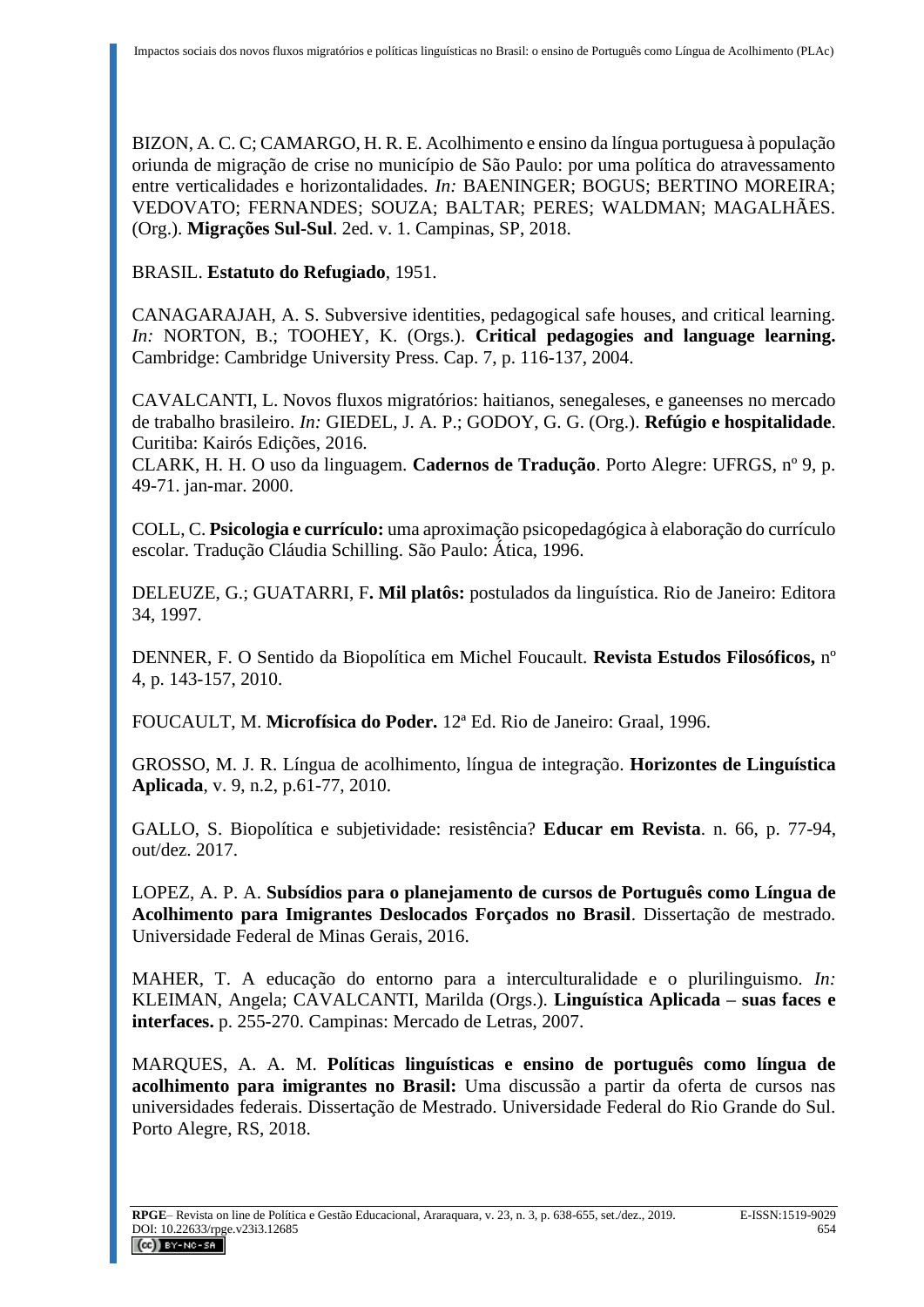BIZON, A. C. C; CAMARGO, H. R. E. Acolhimento e ensino da língua portuguesa à população oriunda de migração de crise no município de São Paulo: por uma política do atravessamento entre verticalidades e horizontalidades. *In:* BAENINGER; BOGUS; BERTINO MOREIRA; VEDOVATO; FERNANDES; SOUZA; BALTAR; PERES; WALDMAN; MAGALHÃES. (Org.). **Migrações Sul-Sul**. 2ed. v. 1. Campinas, SP, 2018.

BRASIL. **Estatuto do Refugiado**, 1951.

CANAGARAJAH, A. S. Subversive identities, pedagogical safe houses, and critical learning. *In:* NORTON, B.; TOOHEY, K. (Orgs.). **Critical pedagogies and language learning.** Cambridge: Cambridge University Press. Cap. 7, p. 116-137, 2004.

CAVALCANTI, L. Novos fluxos migratórios: haitianos, senegaleses, e ganeenses no mercado de trabalho brasileiro. *In:* GIEDEL, J. A. P.; GODOY, G. G. (Org.). **Refúgio e hospitalidade**. Curitiba: Kairós Edições, 2016.
CLARK, H. H. O uso da linguagem. **Cadernos de Tradução**. Porto Alegre: UFRGS, nº 9, p. 49-71. jan-mar. 2000.

COLL, C. **Psicologia e currículo:** uma aproximação psicopedagógica à elaboração do currículo escolar. Tradução Cláudia Schilling. São Paulo: Ática, 1996.

DELEUZE, G.; GUATARRI, F**. Mil platôs:** postulados da linguística. Rio de Janeiro: Editora 34, 1997.

DENNER, F. O Sentido da Biopolítica em Michel Foucault. **Revista Estudos Filosóficos,** nº 4, p. 143-157, 2010.

FOUCAULT, M. **Microfísica do Poder.** 12ª Ed. Rio de Janeiro: Graal, 1996.

GROSSO, M. J. R. Língua de acolhimento, língua de integração. **Horizontes de Linguística Aplicada**, v. 9, n.2, p.61-77, 2010.

GALLO, S. Biopolítica e subjetividade: resistência? **Educar em Revista**. n. 66, p. 77-94, out/dez. 2017.

LOPEZ, A. P. A. **Subsídios para o planejamento de cursos de Português como Língua de Acolhimento para Imigrantes Deslocados Forçados no Brasil**. Dissertação de mestrado. Universidade Federal de Minas Gerais, 2016.

MAHER, T. A educação do entorno para a interculturalidade e o plurilinguismo. *In:* KLEIMAN, Angela; CAVALCANTI, Marilda (Orgs.). **Linguística Aplicada – suas faces e interfaces.** p. 255-270. Campinas: Mercado de Letras, 2007.

MARQUES, A. A. M. **Políticas linguísticas e ensino de português como língua de acolhimento para imigrantes no Brasil:** Uma discussão a partir da oferta de cursos nas universidades federais. Dissertação de Mestrado. Universidade Federal do Rio Grande do Sul. Porto Alegre, RS, 2018.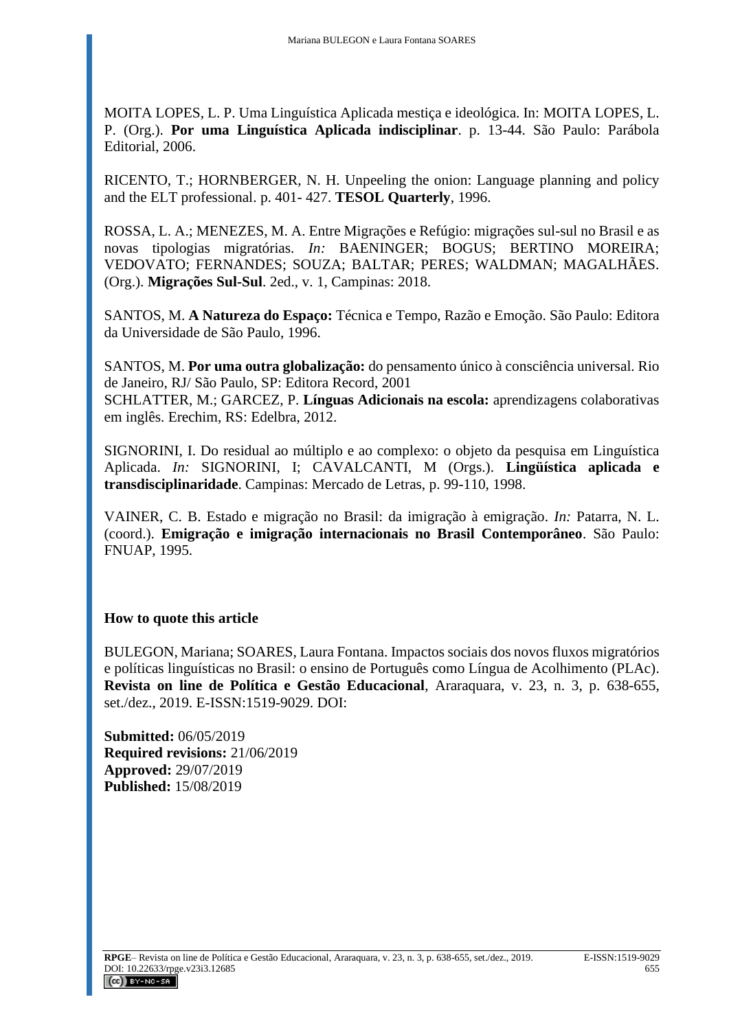MOITA LOPES, L. P. Uma Linguística Aplicada mestiça e ideológica. In: MOITA LOPES, L. P. (Org.). **Por uma Linguística Aplicada indisciplinar**. p. 13-44. São Paulo: Parábola Editorial, 2006.

RICENTO, T.; HORNBERGER, N. H. Unpeeling the onion: Language planning and policy and the ELT professional. p. 401- 427. **TESOL Quarterly**, 1996.

ROSSA, L. A.; MENEZES, M. A. Entre Migrações e Refúgio: migrações sul-sul no Brasil e as novas tipologias migratórias. *In:* BAENINGER; BOGUS; BERTINO MOREIRA; VEDOVATO; FERNANDES; SOUZA; BALTAR; PERES; WALDMAN; MAGALHÃES. (Org.). **Migrações Sul-Sul**. 2ed., v. 1, Campinas: 2018.

SANTOS, M. **A Natureza do Espaço:** Técnica e Tempo, Razão e Emoção. São Paulo: Editora da Universidade de São Paulo, 1996.

SANTOS, M. **Por uma outra globalização:** do pensamento único à consciência universal. Rio de Janeiro, RJ/ São Paulo, SP: Editora Record, 2001

SCHLATTER, M.; GARCEZ, P. **Línguas Adicionais na escola:** aprendizagens colaborativas em inglês. Erechim, RS: Edelbra, 2012.

SIGNORINI, I. Do residual ao múltiplo e ao complexo: o objeto da pesquisa em Linguística Aplicada. *In:* SIGNORINI, I; CAVALCANTI, M (Orgs.). **Lingüística aplicada e transdisciplinaridade**. Campinas: Mercado de Letras, p. 99-110, 1998.

VAINER, C. B. Estado e migração no Brasil: da imigração à emigração. *In:* Patarra, N. L. (coord.). **Emigração e imigração internacionais no Brasil Contemporâneo**. São Paulo: FNUAP, 1995.

**How to quote this article**

BULEGON, Mariana; SOARES, Laura Fontana. Impactos sociais dos novos fluxos migratórios e políticas linguísticas no Brasil: o ensino de Português como Língua de Acolhimento (PLAc). **Revista on line de Política e Gestão Educacional**, Araraquara, v. 23, n. 3, p. 638-655, set./dez., 2019. E-ISSN:1519-9029. DOI:

**Submitted:** 06/05/2019
**Required revisions:** 21/06/2019
**Approved:** 29/07/2019
**Published:** 15/08/2019